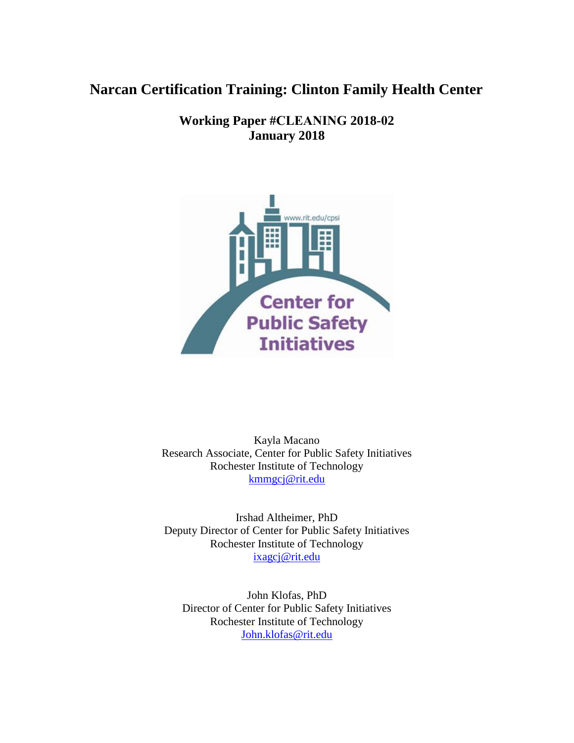# Narcan Certification Training: Clinton Family Health Center

**Working Paper #CLEANING 2018-02**
**January 2018**

Kayla Macano
Research Associate, Center for Public Safety Initiatives
Rochester Institute of Technology
kmmgcj@rit.edu

Irshad Altheimer, PhD
Deputy Director of Center for Public Safety Initiatives
Rochester Institute of Technology
ixagcj@rit.edu

John Klofas, PhD
Director of Center for Public Safety Initiatives
Rochester Institute of Technology
John.klofas@rit.edu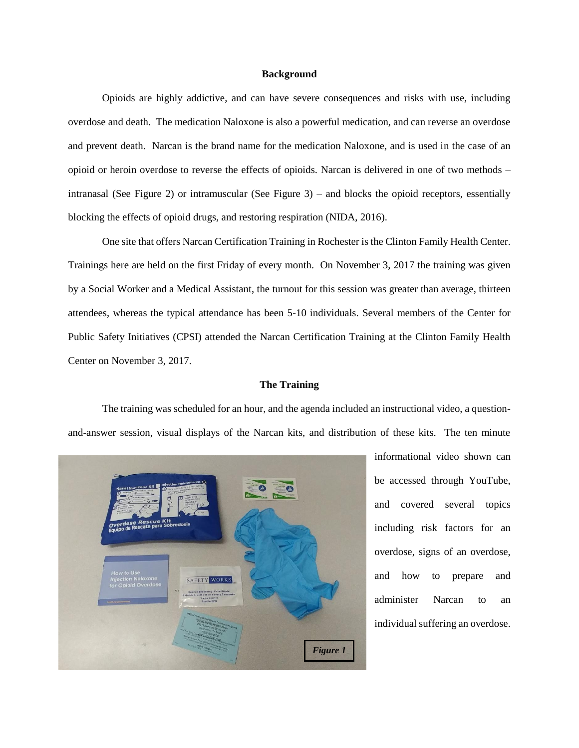## Background

Opioids are highly addictive, and can have severe consequences and risks with use, including overdose and death. The medication Naloxone is also a powerful medication, and can reverse an overdose and prevent death. Narcan is the brand name for the medication Naloxone, and is used in the case of an opioid or heroin overdose to reverse the effects of opioids. Narcan is delivered in one of two methods – intranasal (See Figure 2) or intramuscular (See Figure 3) – and blocks the opioid receptors, essentially blocking the effects of opioid drugs, and restoring respiration (NIDA, 2016).

One site that offers Narcan Certification Training in Rochester is the Clinton Family Health Center. Trainings here are held on the first Friday of every month. On November 3, 2017 the training was given by a Social Worker and a Medical Assistant, the turnout for this session was greater than average, thirteen attendees, whereas the typical attendance has been 5-10 individuals. Several members of the Center for Public Safety Initiatives (CPSI) attended the Narcan Certification Training at the Clinton Family Health Center on November 3, 2017.

## The Training

The training was scheduled for an hour, and the agenda included an instructional video, a question-and-answer session, visual displays of the Narcan kits, and distribution of these kits. The ten minute informational video shown can be accessed through YouTube, and covered several topics including risk factors for an overdose, signs of an overdose, and how to prepare and administer Narcan to an individual suffering an overdose.

*Figure 1*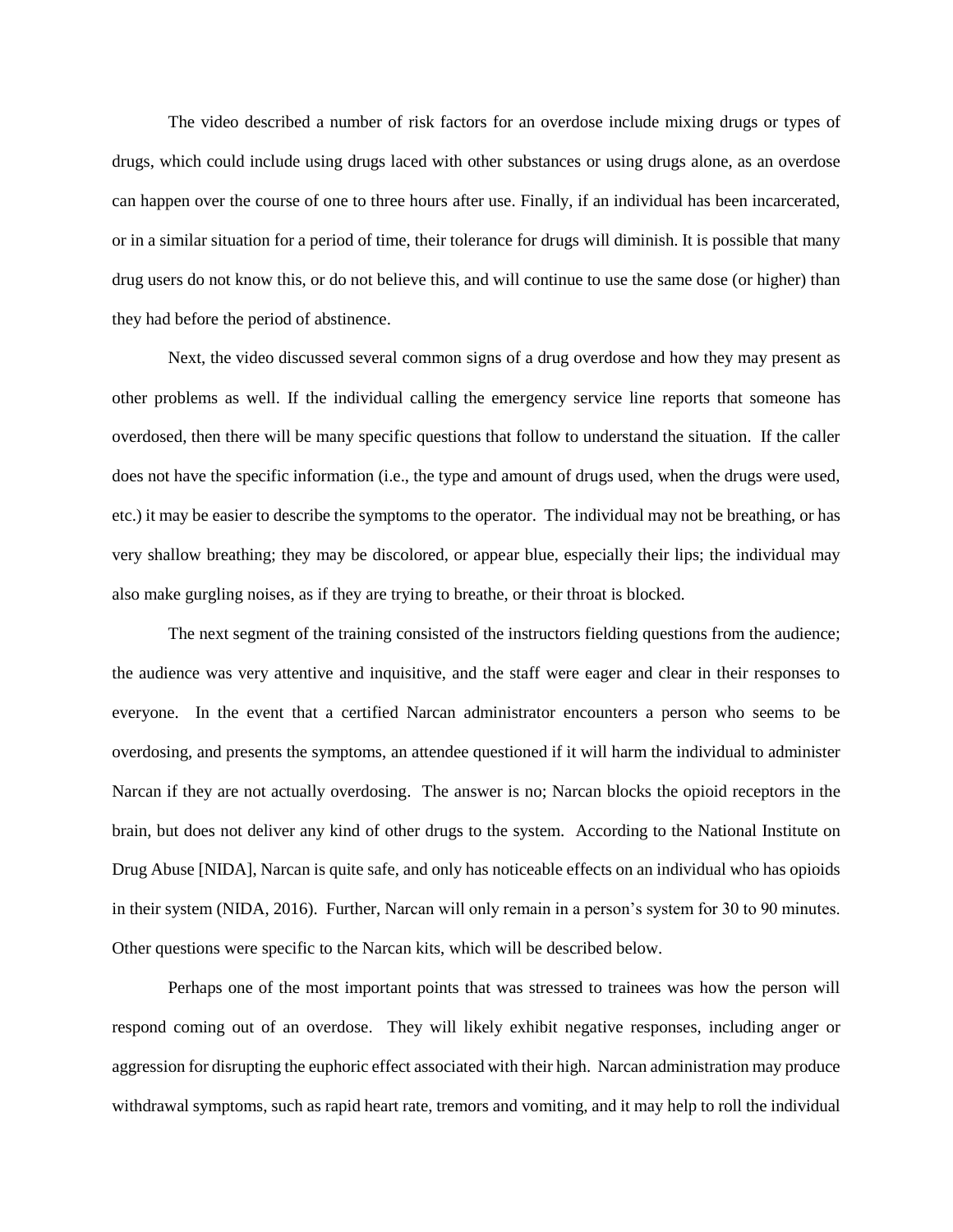The video described a number of risk factors for an overdose include mixing drugs or types of drugs, which could include using drugs laced with other substances or using drugs alone, as an overdose can happen over the course of one to three hours after use. Finally, if an individual has been incarcerated, or in a similar situation for a period of time, their tolerance for drugs will diminish. It is possible that many drug users do not know this, or do not believe this, and will continue to use the same dose (or higher) than they had before the period of abstinence.

Next, the video discussed several common signs of a drug overdose and how they may present as other problems as well. If the individual calling the emergency service line reports that someone has overdosed, then there will be many specific questions that follow to understand the situation. If the caller does not have the specific information (i.e., the type and amount of drugs used, when the drugs were used, etc.) it may be easier to describe the symptoms to the operator. The individual may not be breathing, or has very shallow breathing; they may be discolored, or appear blue, especially their lips; the individual may also make gurgling noises, as if they are trying to breathe, or their throat is blocked.

The next segment of the training consisted of the instructors fielding questions from the audience; the audience was very attentive and inquisitive, and the staff were eager and clear in their responses to everyone. In the event that a certified Narcan administrator encounters a person who seems to be overdosing, and presents the symptoms, an attendee questioned if it will harm the individual to administer Narcan if they are not actually overdosing. The answer is no; Narcan blocks the opioid receptors in the brain, but does not deliver any kind of other drugs to the system. According to the National Institute on Drug Abuse [NIDA], Narcan is quite safe, and only has noticeable effects on an individual who has opioids in their system (NIDA, 2016). Further, Narcan will only remain in a person's system for 30 to 90 minutes. Other questions were specific to the Narcan kits, which will be described below.

Perhaps one of the most important points that was stressed to trainees was how the person will respond coming out of an overdose. They will likely exhibit negative responses, including anger or aggression for disrupting the euphoric effect associated with their high. Narcan administration may produce withdrawal symptoms, such as rapid heart rate, tremors and vomiting, and it may help to roll the individual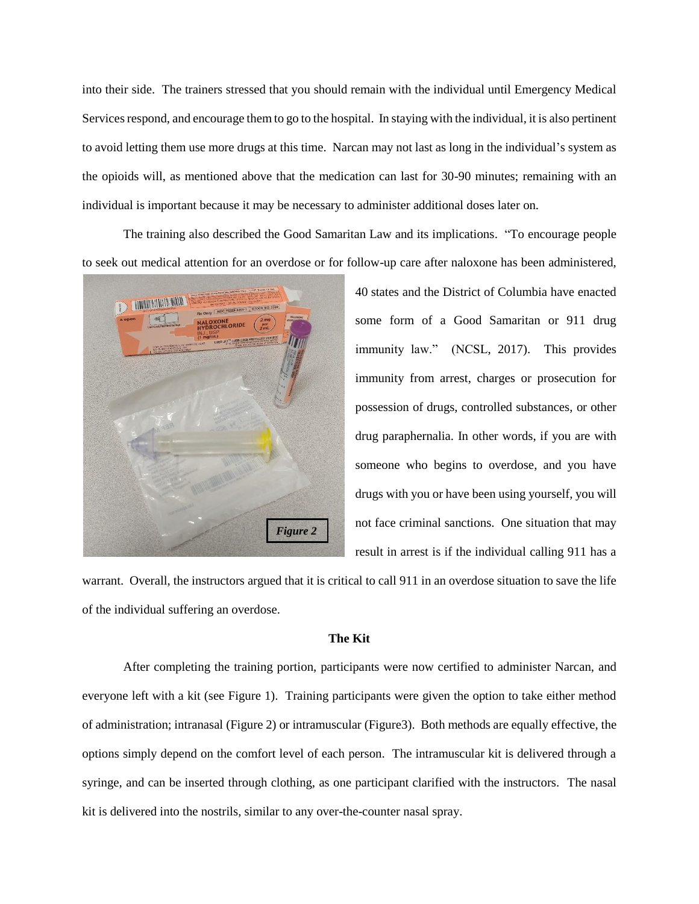into their side. The trainers stressed that you should remain with the individual until Emergency Medical Services respond, and encourage them to go to the hospital. In staying with the individual, it is also pertinent to avoid letting them use more drugs at this time. Narcan may not last as long in the individual's system as the opioids will, as mentioned above that the medication can last for 30-90 minutes; remaining with an individual is important because it may be necessary to administer additional doses later on.

The training also described the Good Samaritan Law and its implications. "To encourage people to seek out medical attention for an overdose or for follow-up care after naloxone has been administered, 40 states and the District of Columbia have enacted some form of a Good Samaritan or 911 drug immunity law." (NCSL, 2017). This provides immunity from arrest, charges or prosecution for possession of drugs, controlled substances, or other drug paraphernalia. In other words, if you are with someone who begins to overdose, and you have drugs with you or have been using yourself, you will not face criminal sanctions. One situation that may result in arrest is if the individual calling 911 has a warrant. Overall, the instructors argued that it is critical to call 911 in an overdose situation to save the life of the individual suffering an overdose.

*Figure 2*

**The Kit**

After completing the training portion, participants were now certified to administer Narcan, and everyone left with a kit (see Figure 1). Training participants were given the option to take either method of administration; intranasal (Figure 2) or intramuscular (Figure3). Both methods are equally effective, the options simply depend on the comfort level of each person. The intramuscular kit is delivered through a syringe, and can be inserted through clothing, as one participant clarified with the instructors. The nasal kit is delivered into the nostrils, similar to any over-the-counter nasal spray.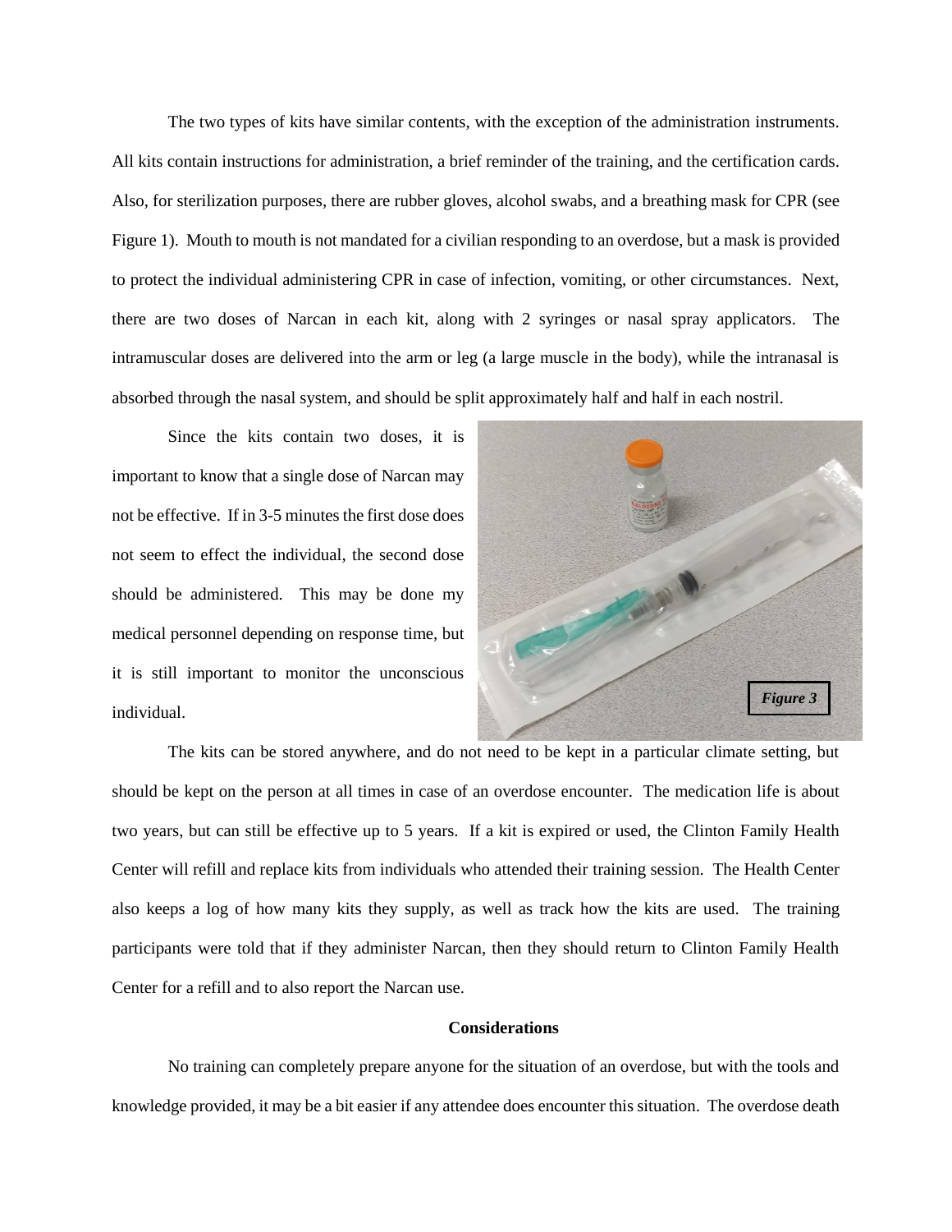The two types of kits have similar contents, with the exception of the administration instruments. All kits contain instructions for administration, a brief reminder of the training, and the certification cards. Also, for sterilization purposes, there are rubber gloves, alcohol swabs, and a breathing mask for CPR (see Figure 1). Mouth to mouth is not mandated for a civilian responding to an overdose, but a mask is provided to protect the individual administering CPR in case of infection, vomiting, or other circumstances. Next, there are two doses of Narcan in each kit, along with 2 syringes or nasal spray applicators. The intramuscular doses are delivered into the arm or leg (a large muscle in the body), while the intranasal is absorbed through the nasal system, and should be split approximately half and half in each nostril.

Since the kits contain two doses, it is important to know that a single dose of Narcan may not be effective. If in 3-5 minutes the first dose does not seem to effect the individual, the second dose should be administered. This may be done my medical personnel depending on response time, but it is still important to monitor the unconscious individual.

***Figure 3***

The kits can be stored anywhere, and do not need to be kept in a particular climate setting, but should be kept on the person at all times in case of an overdose encounter. The medication life is about two years, but can still be effective up to 5 years. If a kit is expired or used, the Clinton Family Health Center will refill and replace kits from individuals who attended their training session. The Health Center also keeps a log of how many kits they supply, as well as track how the kits are used. The training participants were told that if they administer Narcan, then they should return to Clinton Family Health Center for a refill and to also report the Narcan use.

**Considerations**

No training can completely prepare anyone for the situation of an overdose, but with the tools and knowledge provided, it may be a bit easier if any attendee does encounter this situation. The overdose death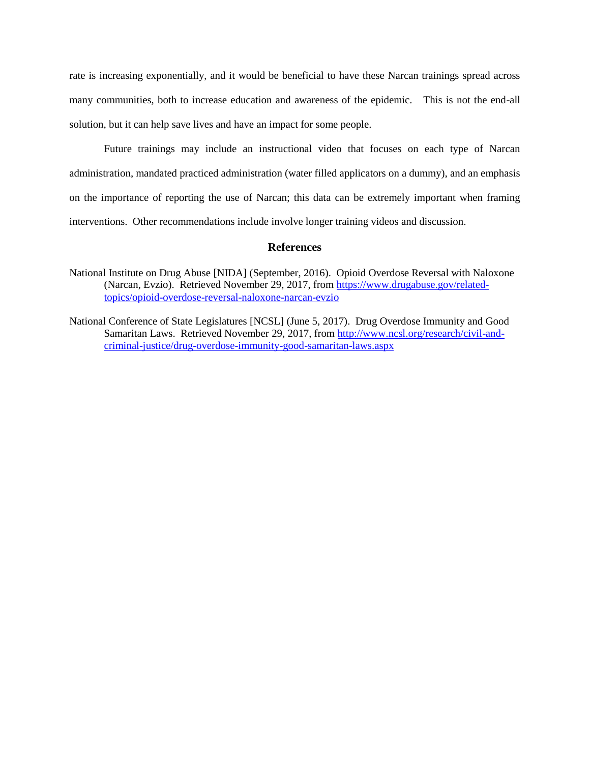rate is increasing exponentially, and it would be beneficial to have these Narcan trainings spread across many communities, both to increase education and awareness of the epidemic. This is not the end-all solution, but it can help save lives and have an impact for some people.

Future trainings may include an instructional video that focuses on each type of Narcan administration, mandated practiced administration (water filled applicators on a dummy), and an emphasis on the importance of reporting the use of Narcan; this data can be extremely important when framing interventions. Other recommendations include involve longer training videos and discussion.

## References

National Institute on Drug Abuse [NIDA] (September, 2016). Opioid Overdose Reversal with Naloxone (Narcan, Evzio). Retrieved November 29, 2017, from https://www.drugabuse.gov/related-topics/opioid-overdose-reversal-naloxone-narcan-evzio

National Conference of State Legislatures [NCSL] (June 5, 2017). Drug Overdose Immunity and Good Samaritan Laws. Retrieved November 29, 2017, from http://www.ncsl.org/research/civil-and-criminal-justice/drug-overdose-immunity-good-samaritan-laws.aspx